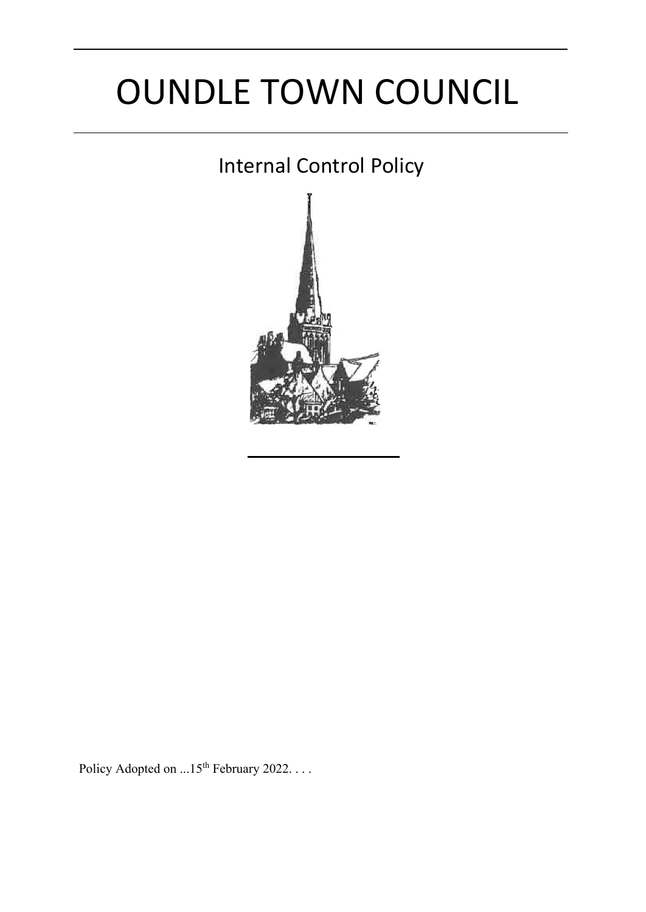# OUNDLE TOWN COUNCIL

## Internal Control Policy

Policy Adopted on ...15th February 2022. . . .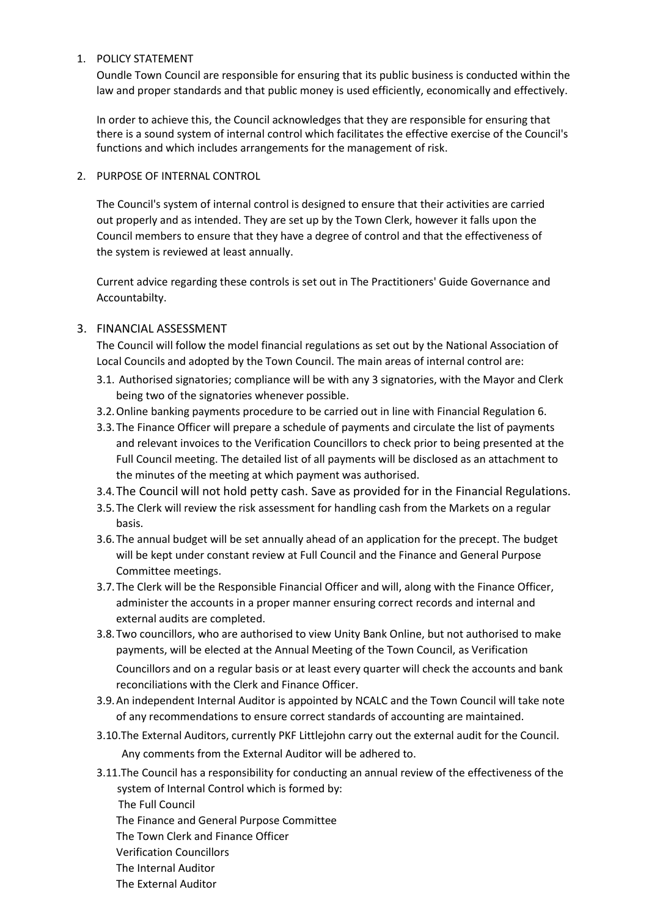1. POLICY STATEMENT

   Oundle Town Council are responsible for ensuring that its public business is conducted within the law and proper standards and that public money is used efficiently, economically and effectively.

   In order to achieve this, the Council acknowledges that they are responsible for ensuring that there is a sound system of internal control which facilitates the effective exercise of the Council's functions and which includes arrangements for the management of risk.

2. PURPOSE OF INTERNAL CONTROL

   The Council's system of internal control is designed to ensure that their activities are carried out properly and as intended. They are set up by the Town Clerk, however it falls upon the Council members to ensure that they have a degree of control and that the effectiveness of the system is reviewed at least annually.

   Current advice regarding these controls is set out in The Practitioners' Guide Governance and Accountabilty.

3. FINANCIAL ASSESSMENT

   The Council will follow the model financial regulations as set out by the National Association of Local Councils and adopted by the Town Council. The main areas of internal control are:

   3.1. Authorised signatories; compliance will be with any 3 signatories, with the Mayor and Clerk being two of the signatories whenever possible.

   3.2. Online banking payments procedure to be carried out in line with Financial Regulation 6.

   3.3. The Finance Officer will prepare a schedule of payments and circulate the list of payments and relevant invoices to the Verification Councillors to check prior to being presented at the Full Council meeting. The detailed list of all payments will be disclosed as an attachment to the minutes of the meeting at which payment was authorised.

   3.4. The Council will not hold petty cash. Save as provided for in the Financial Regulations.

   3.5. The Clerk will review the risk assessment for handling cash from the Markets on a regular basis.

   3.6. The annual budget will be set annually ahead of an application for the precept. The budget will be kept under constant review at Full Council and the Finance and General Purpose Committee meetings.

   3.7. The Clerk will be the Responsible Financial Officer and will, along with the Finance Officer, administer the accounts in a proper manner ensuring correct records and internal and external audits are completed.

   3.8. Two councillors, who are authorised to view Unity Bank Online, but not authorised to make payments, will be elected at the Annual Meeting of the Town Council, as Verification Councillors and on a regular basis or at least every quarter will check the accounts and bank reconciliations with the Clerk and Finance Officer.

   3.9. An independent Internal Auditor is appointed by NCALC and the Town Council will take note of any recommendations to ensure correct standards of accounting are maintained.

   3.10. The External Auditors, currently PKF Littlejohn carry out the external audit for the Council. Any comments from the External Auditor will be adhered to.

   3.11. The Council has a responsibility for conducting an annual review of the effectiveness of the system of Internal Control which is formed by:

   The Full Council
   The Finance and General Purpose Committee
   The Town Clerk and Finance Officer
   Verification Councillors
   The Internal Auditor
   The External Auditor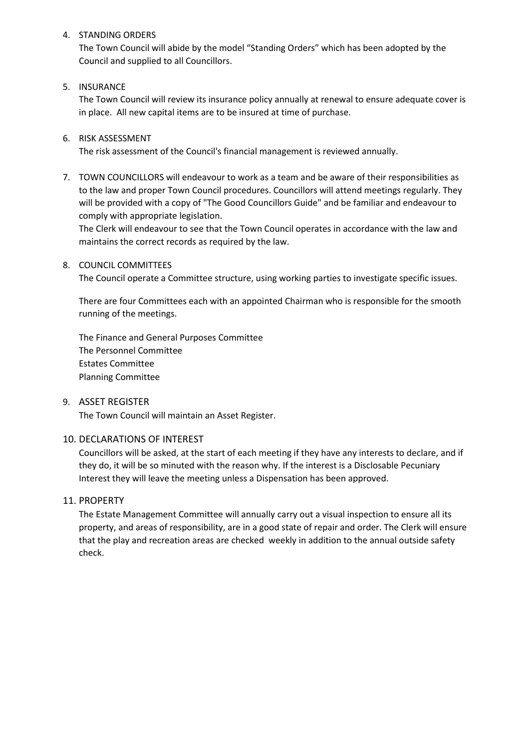4. STANDING ORDERS

   The Town Council will abide by the model "Standing Orders" which has been adopted by the Council and supplied to all Councillors.

5. INSURANCE

   The Town Council will review its insurance policy annually at renewal to ensure adequate cover is in place. All new capital items are to be insured at time of purchase.

6. RISK ASSESSMENT

   The risk assessment of the Council's financial management is reviewed annually.

7. TOWN COUNCILLORS will endeavour to work as a team and be aware of their responsibilities as to the law and proper Town Council procedures. Councillors will attend meetings regularly. They will be provided with a copy of "The Good Councillors Guide" and be familiar and endeavour to comply with appropriate legislation.

   The Clerk will endeavour to see that the Town Council operates in accordance with the law and maintains the correct records as required by the law.

8. COUNCIL COMMITTEES

   The Council operate a Committee structure, using working parties to investigate specific issues.

   There are four Committees each with an appointed Chairman who is responsible for the smooth running of the meetings.

   The Finance and General Purposes Committee
   The Personnel Committee
   Estates Committee
   Planning Committee

9. ASSET REGISTER

   The Town Council will maintain an Asset Register.

10. DECLARATIONS OF INTEREST

    Councillors will be asked, at the start of each meeting if they have any interests to declare, and if they do, it will be so minuted with the reason why. If the interest is a Disclosable Pecuniary Interest they will leave the meeting unless a Dispensation has been approved.

11. PROPERTY

    The Estate Management Committee will annually carry out a visual inspection to ensure all its property, and areas of responsibility, are in a good state of repair and order. The Clerk will ensure that the play and recreation areas are checked weekly in addition to the annual outside safety check.